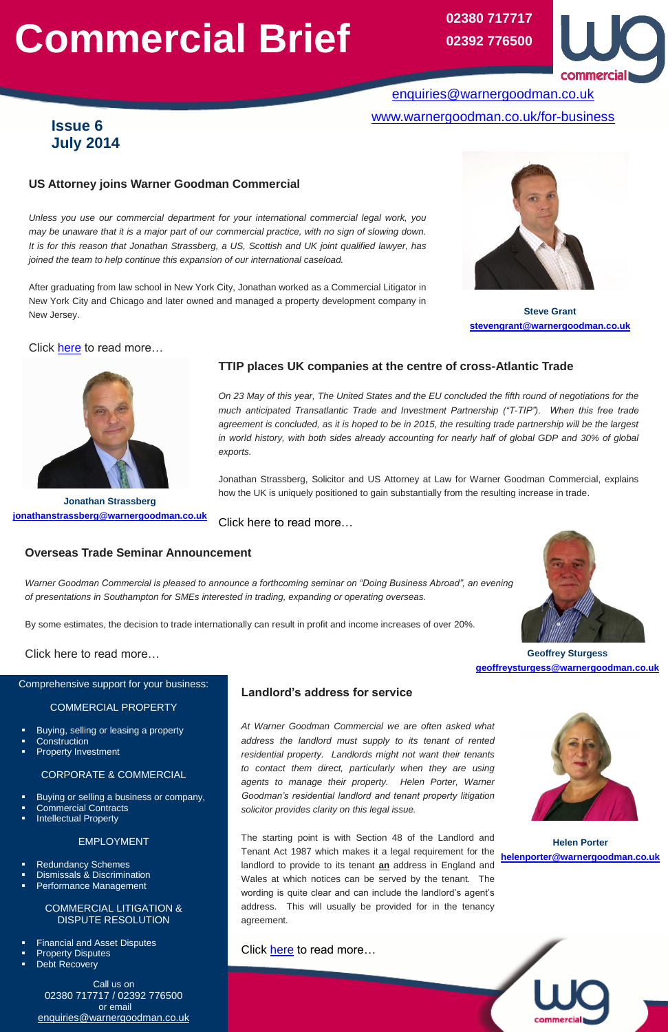# Commercial Brief

02380 717717
02392 776500

enquiries@warnergoodman.co.uk

www.warnergoodman.co.uk/for-business

**Issue 6**
**July 2014**

### US Attorney joins Warner Goodman Commercial

*Unless you use our commercial department for your international commercial legal work, you may be unaware that it is a major part of our commercial practice, with no sign of slowing down. It is for this reason that Jonathan Strassberg, a US, Scottish and UK joint qualified lawyer, has joined the team to help continue this expansion of our international caseload.*

After graduating from law school in New York City, Jonathan worked as a Commercial Litigator in New York City and Chicago and later owned and managed a property development company in New Jersey.

**Steve Grant**
stevengrant@warnergoodman.co.uk

Click here to read more…

### TTIP places UK companies at the centre of cross-Atlantic Trade

*On 23 May of this year, The United States and the EU concluded the fifth round of negotiations for the much anticipated Transatlantic Trade and Investment Partnership ("T-TIP"). When this free trade agreement is concluded, as it is hoped to be in 2015, the resulting trade partnership will be the largest in world history, with both sides already accounting for nearly half of global GDP and 30% of global exports.*

Jonathan Strassberg, Solicitor and US Attorney at Law for Warner Goodman Commercial, explains how the UK is uniquely positioned to gain substantially from the resulting increase in trade.

**Jonathan Strassberg**
jonathanstrassberg@warnergoodman.co.uk

Click here to read more…

### Overseas Trade Seminar Announcement

*Warner Goodman Commercial is pleased to announce a forthcoming seminar on "Doing Business Abroad", an evening of presentations in Southampton for SMEs interested in trading, expanding or operating overseas.*

By some estimates, the decision to trade internationally can result in profit and income increases of over 20%.

Click here to read more…

**Geoffrey Sturgess**
geoffreysturgess@warnergoodman.co.uk

### Landlord's address for service

*At Warner Goodman Commercial we are often asked what address the landlord must supply to its tenant of rented residential property. Landlords might not want their tenants to contact them direct, particularly when they are using agents to manage their property. Helen Porter, Warner Goodman's residential landlord and tenant property litigation solicitor provides clarity on this legal issue.*

The starting point is with Section 48 of the Landlord and Tenant Act 1987 which makes it a legal requirement for the landlord to provide to its tenant **an** address in England and Wales at which notices can be served by the tenant. The wording is quite clear and can include the landlord's agent's address. This will usually be provided for in the tenancy agreement.

Click here to read more…

**Helen Porter**
helenporter@warnergoodman.co.uk

Comprehensive support for your business:

COMMERCIAL PROPERTY

- Buying, selling or leasing a property
- Construction
- Property Investment

CORPORATE & COMMERCIAL

- Buying or selling a business or company,
- Commercial Contracts
- Intellectual Property

EMPLOYMENT

- Redundancy Schemes
- Dismissals & Discrimination
- Performance Management

COMMERCIAL LITIGATION & DISPUTE RESOLUTION

- Financial and Asset Disputes
- Property Disputes
- Debt Recovery

Call us on
02380 717717 / 02392 776500
or email
enquiries@warnergoodman.co.uk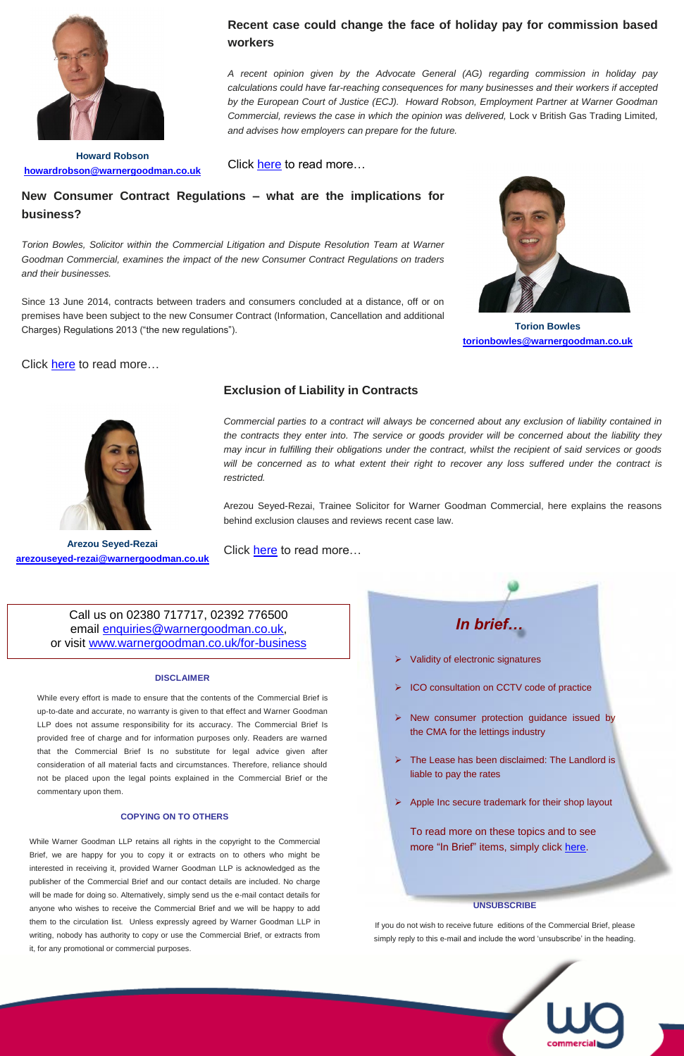## Recent case could change the face of holiday pay for commission based workers

*A recent opinion given by the Advocate General (AG) regarding commission in holiday pay calculations could have far-reaching consequences for many businesses and their workers if accepted by the European Court of Justice (ECJ). Howard Robson, Employment Partner at Warner Goodman Commercial, reviews the case in which the opinion was delivered,* Lock v British Gas Trading Limited*, and advises how employers can prepare for the future.*

**Howard Robson**
**howardrobson@warnergoodman.co.uk**

Click here to read more…

## New Consumer Contract Regulations – what are the implications for business?

*Torion Bowles, Solicitor within the Commercial Litigation and Dispute Resolution Team at Warner Goodman Commercial, examines the impact of the new Consumer Contract Regulations on traders and their businesses.*

Since 13 June 2014, contracts between traders and consumers concluded at a distance, off or on premises have been subject to the new Consumer Contract (Information, Cancellation and additional Charges) Regulations 2013 ("the new regulations").

**Torion Bowles**
**torionbowles@warnergoodman.co.uk**

Click here to read more…

## Exclusion of Liability in Contracts

*Commercial parties to a contract will always be concerned about any exclusion of liability contained in the contracts they enter into. The service or goods provider will be concerned about the liability they may incur in fulfilling their obligations under the contract, whilst the recipient of said services or goods will be concerned as to what extent their right to recover any loss suffered under the contract is restricted.*

Arezou Seyed-Rezai, Trainee Solicitor for Warner Goodman Commercial, here explains the reasons behind exclusion clauses and reviews recent case law.

**Arezou Seyed-Rezai**
**arezouseyed-rezai@warnergoodman.co.uk**

Click here to read more…

Call us on 02380 717717, 02392 776500
email enquiries@warnergoodman.co.uk,
or visit www.warnergoodman.co.uk/for-business

### *In brief…*

- Validity of electronic signatures
- ICO consultation on CCTV code of practice
- New consumer protection guidance issued by the CMA for the lettings industry
- The Lease has been disclaimed: The Landlord is liable to pay the rates
- Apple Inc secure trademark for their shop layout

To read more on these topics and to see more "In Brief" items, simply click here.

### DISCLAIMER

While every effort is made to ensure that the contents of the Commercial Brief is up-to-date and accurate, no warranty is given to that effect and Warner Goodman LLP does not assume responsibility for its accuracy. The Commercial Brief Is provided free of charge and for information purposes only. Readers are warned that the Commercial Brief Is no substitute for legal advice given after consideration of all material facts and circumstances. Therefore, reliance should not be placed upon the legal points explained in the Commercial Brief or the commentary upon them.

### COPYING ON TO OTHERS

While Warner Goodman LLP retains all rights in the copyright to the Commercial Brief, we are happy for you to copy it or extracts on to others who might be interested in receiving it, provided Warner Goodman LLP is acknowledged as the publisher of the Commercial Brief and our contact details are included. No charge will be made for doing so. Alternatively, simply send us the e-mail contact details for anyone who wishes to receive the Commercial Brief and we will be happy to add them to the circulation list. Unless expressly agreed by Warner Goodman LLP in writing, nobody has authority to copy or use the Commercial Brief, or extracts from it, for any promotional or commercial purposes.

### UNSUBSCRIBE

If you do not wish to receive future editions of the Commercial Brief, please simply reply to this e-mail and include the word 'unsubscribe' in the heading.

wg commercial